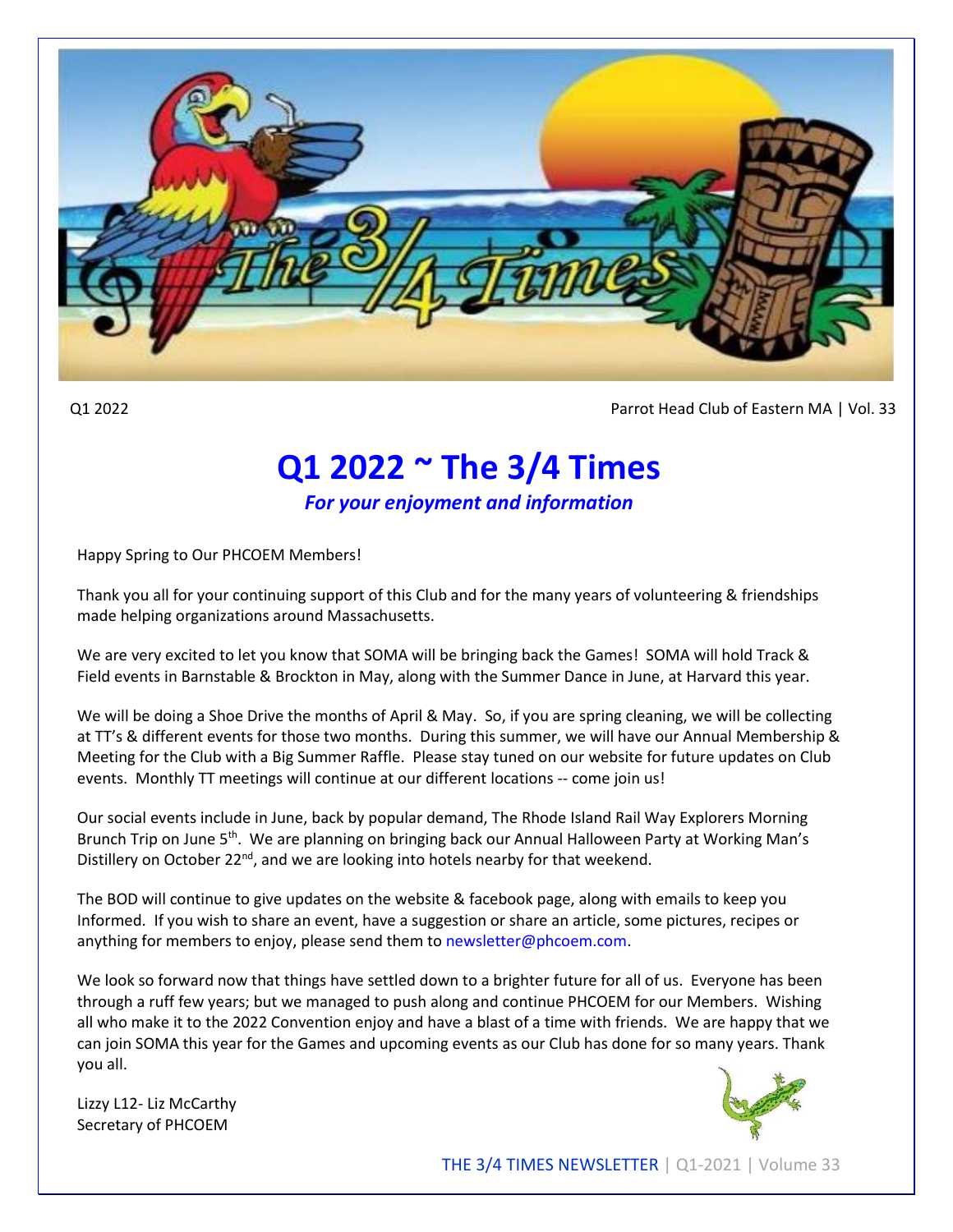Q1 2022 Parrot Head Club of Eastern MA | Vol. 33

# Q1 2022 ~ The 3/4 Times

***For your enjoyment and information***

Happy Spring to Our PHCOEM Members!

Thank you all for your continuing support of this Club and for the many years of volunteering & friendships made helping organizations around Massachusetts.

We are very excited to let you know that SOMA will be bringing back the Games! SOMA will hold Track & Field events in Barnstable & Brockton in May, along with the Summer Dance in June, at Harvard this year.

We will be doing a Shoe Drive the months of April & May. So, if you are spring cleaning, we will be collecting at TT's & different events for those two months. During this summer, we will have our Annual Membership & Meeting for the Club with a Big Summer Raffle. Please stay tuned on our website for future updates on Club events. Monthly TT meetings will continue at our different locations -- come join us!

Our social events include in June, back by popular demand, The Rhode Island Rail Way Explorers Morning Brunch Trip on June 5th. We are planning on bringing back our Annual Halloween Party at Working Man's Distillery on October 22nd, and we are looking into hotels nearby for that weekend.

The BOD will continue to give updates on the website & facebook page, along with emails to keep you Informed. If you wish to share an event, have a suggestion or share an article, some pictures, recipes or anything for members to enjoy, please send them to newsletter@phcoem.com.

We look so forward now that things have settled down to a brighter future for all of us. Everyone has been through a ruff few years; but we managed to push along and continue PHCOEM for our Members. Wishing all who make it to the 2022 Convention enjoy and have a blast of a time with friends. We are happy that we can join SOMA this year for the Games and upcoming events as our Club has done for so many years. Thank you all.

Lizzy L12- Liz McCarthy
Secretary of PHCOEM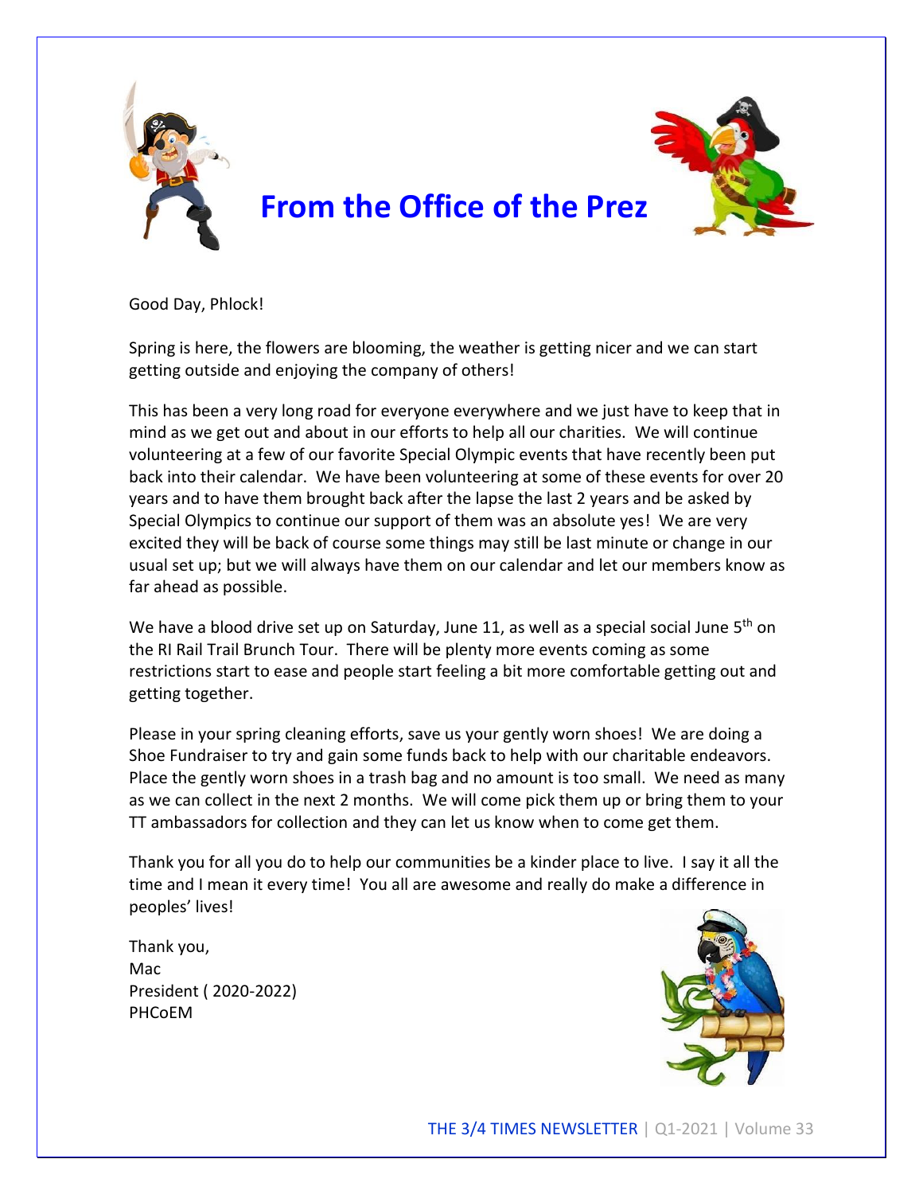# From the Office of the Prez

Good Day, Phlock!

Spring is here, the flowers are blooming, the weather is getting nicer and we can start getting outside and enjoying the company of others!

This has been a very long road for everyone everywhere and we just have to keep that in mind as we get out and about in our efforts to help all our charities. We will continue volunteering at a few of our favorite Special Olympic events that have recently been put back into their calendar. We have been volunteering at some of these events for over 20 years and to have them brought back after the lapse the last 2 years and be asked by Special Olympics to continue our support of them was an absolute yes! We are very excited they will be back of course some things may still be last minute or change in our usual set up; but we will always have them on our calendar and let our members know as far ahead as possible.

We have a blood drive set up on Saturday, June 11, as well as a special social June 5th on the RI Rail Trail Brunch Tour. There will be plenty more events coming as some restrictions start to ease and people start feeling a bit more comfortable getting out and getting together.

Please in your spring cleaning efforts, save us your gently worn shoes! We are doing a Shoe Fundraiser to try and gain some funds back to help with our charitable endeavors. Place the gently worn shoes in a trash bag and no amount is too small. We need as many as we can collect in the next 2 months. We will come pick them up or bring them to your TT ambassadors for collection and they can let us know when to come get them.

Thank you for all you do to help our communities be a kinder place to live. I say it all the time and I mean it every time! You all are awesome and really do make a difference in peoples' lives!

Thank you,
Mac
President ( 2020-2022)
PHCoEM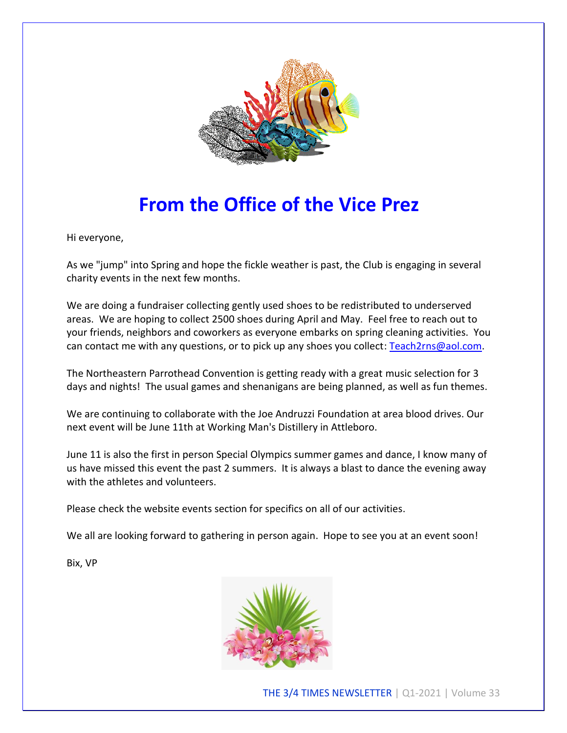# From the Office of the Vice Prez

Hi everyone,

As we "jump" into Spring and hope the fickle weather is past, the Club is engaging in several charity events in the next few months.

We are doing a fundraiser collecting gently used shoes to be redistributed to underserved areas. We are hoping to collect 2500 shoes during April and May. Feel free to reach out to your friends, neighbors and coworkers as everyone embarks on spring cleaning activities. You can contact me with any questions, or to pick up any shoes you collect: Teach2rns@aol.com.

The Northeastern Parrothead Convention is getting ready with a great music selection for 3 days and nights! The usual games and shenanigans are being planned, as well as fun themes.

We are continuing to collaborate with the Joe Andruzzi Foundation at area blood drives. Our next event will be June 11th at Working Man's Distillery in Attleboro.

June 11 is also the first in person Special Olympics summer games and dance, I know many of us have missed this event the past 2 summers. It is always a blast to dance the evening away with the athletes and volunteers.

Please check the website events section for specifics on all of our activities.

We all are looking forward to gathering in person again. Hope to see you at an event soon!

Bix, VP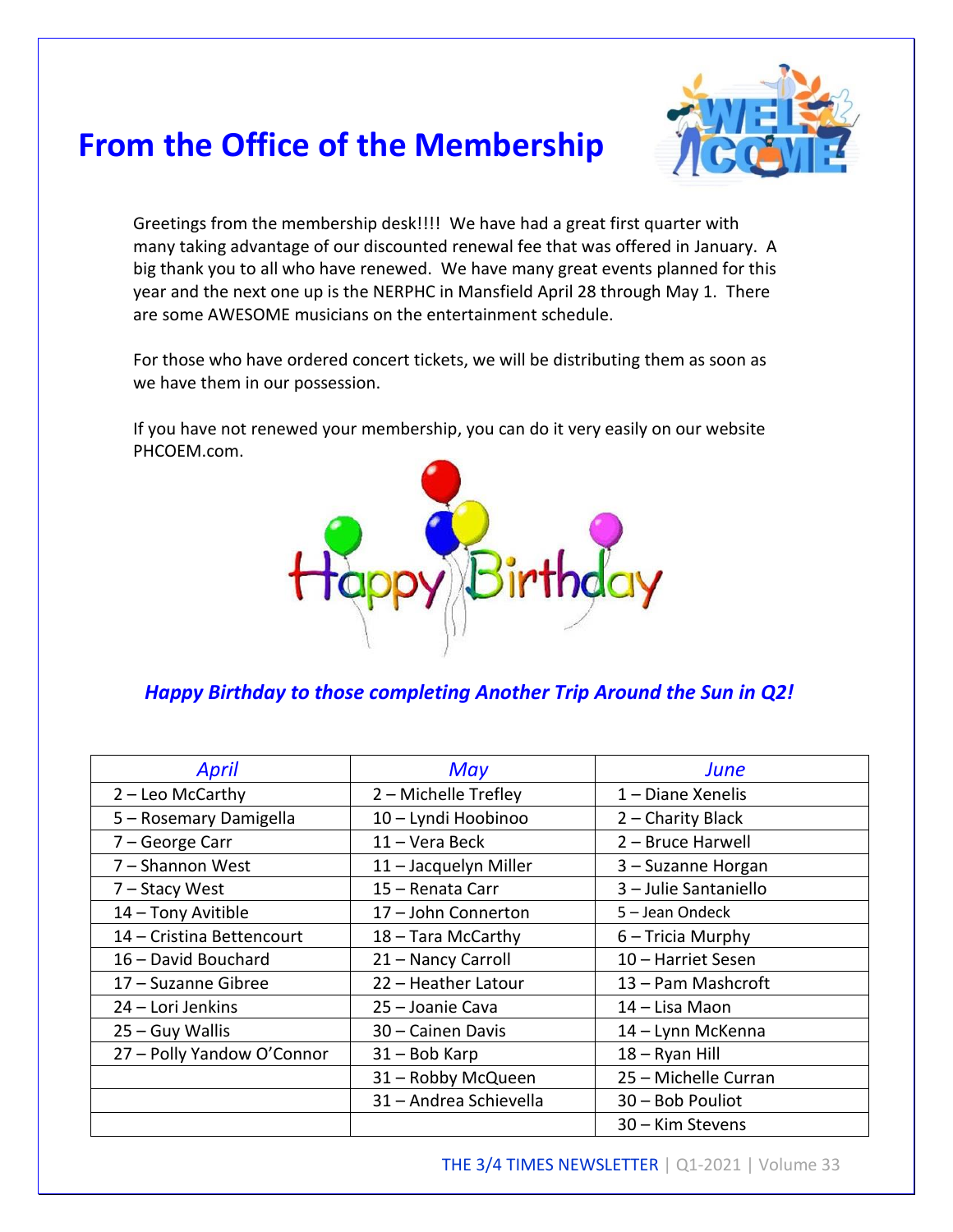# From the Office of the Membership

Greetings from the membership desk!!!! We have had a great first quarter with many taking advantage of our discounted renewal fee that was offered in January. A big thank you to all who have renewed. We have many great events planned for this year and the next one up is the NERPHC in Mansfield April 28 through May 1. There are some AWESOME musicians on the entertainment schedule.

For those who have ordered concert tickets, we will be distributing them as soon as we have them in our possession.

If you have not renewed your membership, you can do it very easily on our website PHCOEM.com.

***Happy Birthday to those completing Another Trip Around the Sun in Q2!***

| *April* | *May* | *June* |
|---|---|---|
| 2 – Leo McCarthy | 2 – Michelle Trefley | 1 – Diane Xenelis |
| 5 – Rosemary Damigella | 10 – Lyndi Hoobinoo | 2 – Charity Black |
| 7 – George Carr | 11 – Vera Beck | 2 – Bruce Harwell |
| 7 – Shannon West | 11 – Jacquelyn Miller | 3 – Suzanne Horgan |
| 7 – Stacy West | 15 – Renata Carr | 3 – Julie Santaniello |
| 14 – Tony Avitible | 17 – John Connerton | 5 – Jean Ondeck |
| 14 – Cristina Bettencourt | 18 – Tara McCarthy | 6 – Tricia Murphy |
| 16 – David Bouchard | 21 – Nancy Carroll | 10 – Harriet Sesen |
| 17 – Suzanne Gibree | 22 – Heather Latour | 13 – Pam Mashcroft |
| 24 – Lori Jenkins | 25 – Joanie Cava | 14 – Lisa Maon |
| 25 – Guy Wallis | 30 – Cainen Davis | 14 – Lynn McKenna |
| 27 – Polly Yandow O'Connor | 31 – Bob Karp | 18 – Ryan Hill |
| | 31 – Robby McQueen | 25 – Michelle Curran |
| | 31 – Andrea Schievella | 30 – Bob Pouliot |
| | | 30 – Kim Stevens |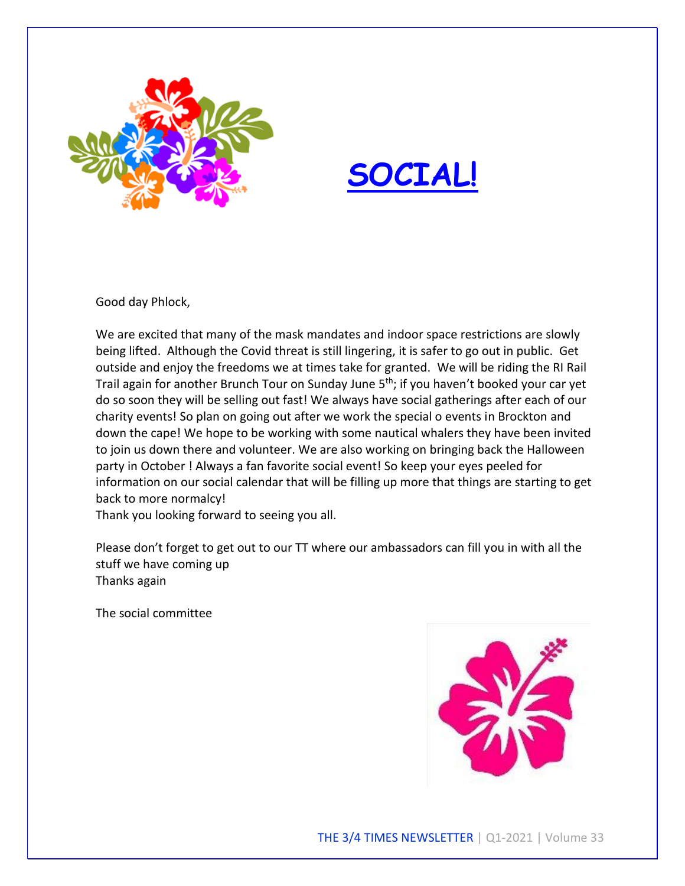# SOCIAL!

Good day Phlock,

We are excited that many of the mask mandates and indoor space restrictions are slowly being lifted. Although the Covid threat is still lingering, it is safer to go out in public. Get outside and enjoy the freedoms we at times take for granted. We will be riding the RI Rail Trail again for another Brunch Tour on Sunday June 5th; if you haven't booked your car yet do so soon they will be selling out fast! We always have social gatherings after each of our charity events! So plan on going out after we work the special o events in Brockton and down the cape! We hope to be working with some nautical whalers they have been invited to join us down there and volunteer. We are also working on bringing back the Halloween party in October ! Always a fan favorite social event! So keep your eyes peeled for information on our social calendar that will be filling up more that things are starting to get back to more normalcy!
Thank you looking forward to seeing you all.

Please don't forget to get out to our TT where our ambassadors can fill you in with all the stuff we have coming up
Thanks again

The social committee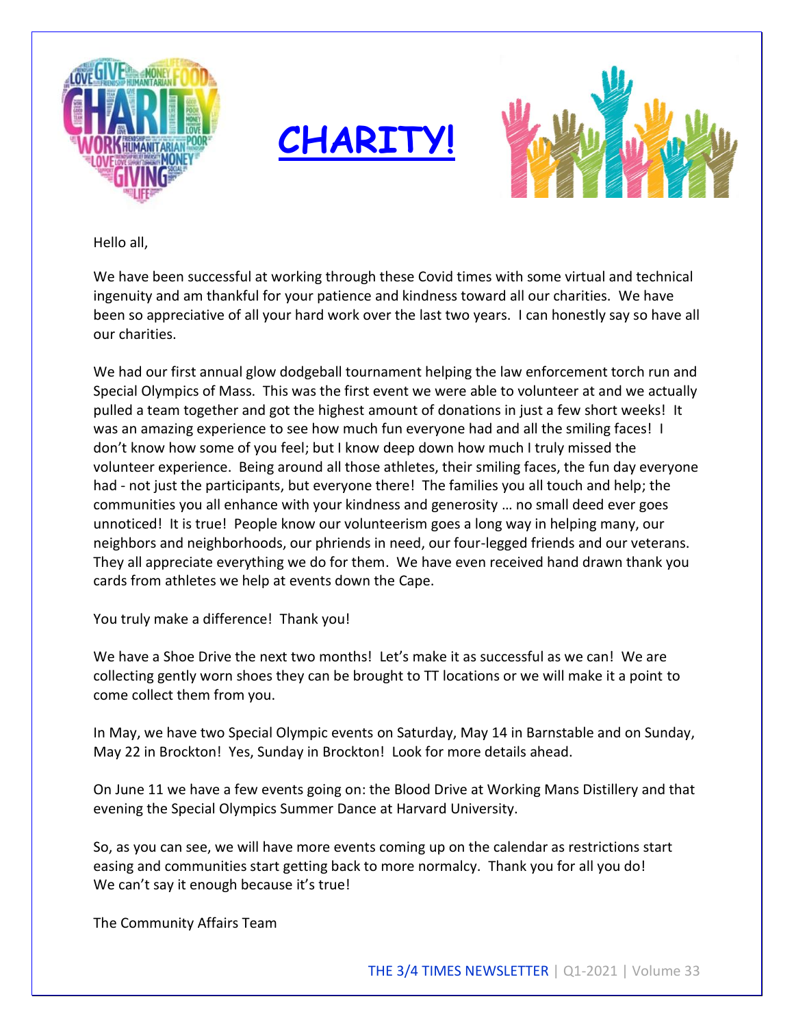# CHARITY!

Hello all,

We have been successful at working through these Covid times with some virtual and technical ingenuity and am thankful for your patience and kindness toward all our charities. We have been so appreciative of all your hard work over the last two years. I can honestly say so have all our charities.

We had our first annual glow dodgeball tournament helping the law enforcement torch run and Special Olympics of Mass. This was the first event we were able to volunteer at and we actually pulled a team together and got the highest amount of donations in just a few short weeks! It was an amazing experience to see how much fun everyone had and all the smiling faces! I don't know how some of you feel; but I know deep down how much I truly missed the volunteer experience. Being around all those athletes, their smiling faces, the fun day everyone had - not just the participants, but everyone there! The families you all touch and help; the communities you all enhance with your kindness and generosity … no small deed ever goes unnoticed! It is true! People know our volunteerism goes a long way in helping many, our neighbors and neighborhoods, our phriends in need, our four-legged friends and our veterans. They all appreciate everything we do for them. We have even received hand drawn thank you cards from athletes we help at events down the Cape.

You truly make a difference! Thank you!

We have a Shoe Drive the next two months! Let's make it as successful as we can! We are collecting gently worn shoes they can be brought to TT locations or we will make it a point to come collect them from you.

In May, we have two Special Olympic events on Saturday, May 14 in Barnstable and on Sunday, May 22 in Brockton! Yes, Sunday in Brockton! Look for more details ahead.

On June 11 we have a few events going on: the Blood Drive at Working Mans Distillery and that evening the Special Olympics Summer Dance at Harvard University.

So, as you can see, we will have more events coming up on the calendar as restrictions start easing and communities start getting back to more normalcy. Thank you for all you do! We can't say it enough because it's true!

The Community Affairs Team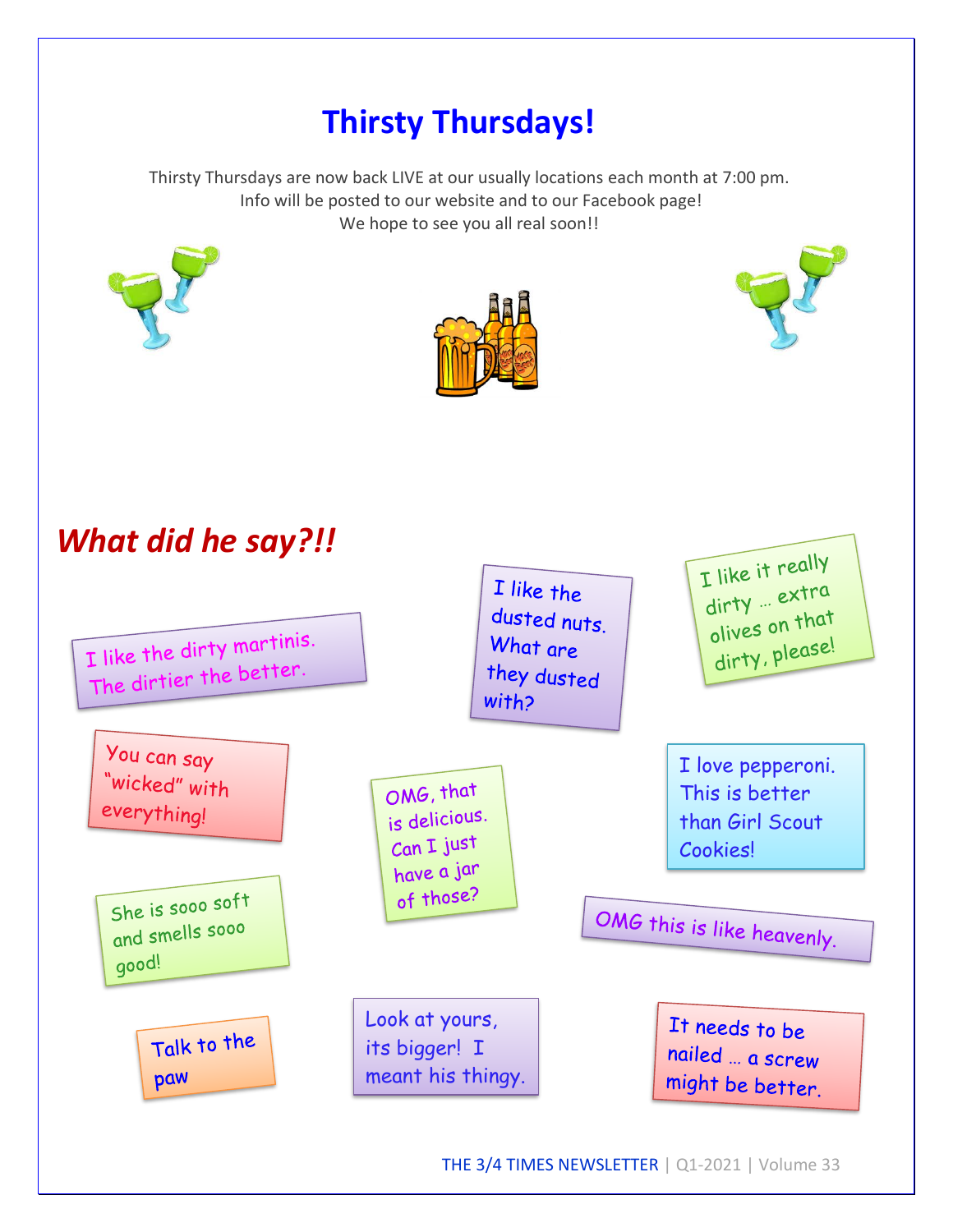# Thirsty Thursdays!

Thirsty Thursdays are now back LIVE at our usually locations each month at 7:00 pm.
Info will be posted to our website and to our Facebook page!
We hope to see you all real soon!!

## *What did he say?!!*

I like the dirty martinis. The dirtier the better.

I like the dusted nuts. What are they dusted with?

I like it really dirty … extra olives on that dirty, please!

You can say "wicked" with everything!

OMG, that is delicious. Can I just have a jar of those?

I love pepperoni. This is better than Girl Scout Cookies!

She is sooo soft and smells sooo good!

OMG this is like heavenly.

Talk to the paw

Look at yours, its bigger! I meant his thingy.

It needs to be nailed … a screw might be better.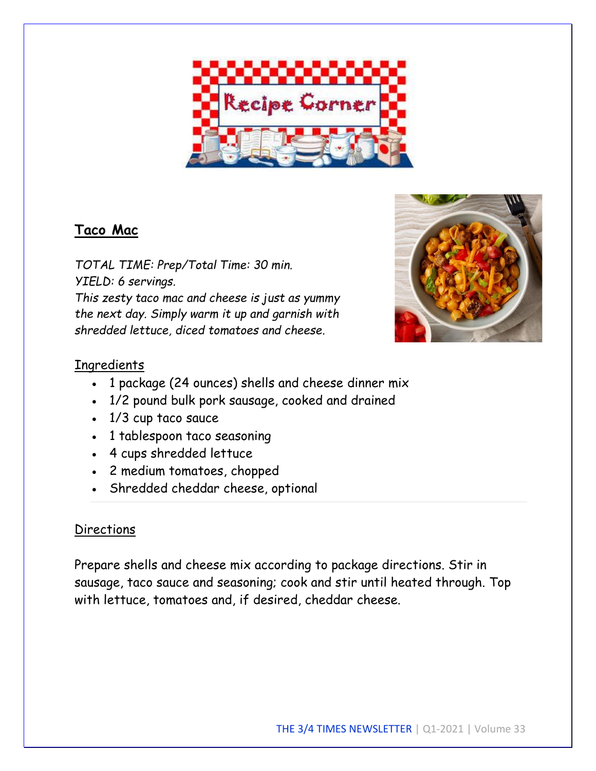# Recipe Corner

## Taco Mac

*TOTAL TIME: Prep/Total Time: 30 min.*
*YIELD: 6 servings.*
*This zesty taco mac and cheese is just as yummy the next day. Simply warm it up and garnish with shredded lettuce, diced tomatoes and cheese.*

### Ingredients

- 1 package (24 ounces) shells and cheese dinner mix
- 1/2 pound bulk pork sausage, cooked and drained
- 1/3 cup taco sauce
- 1 tablespoon taco seasoning
- 4 cups shredded lettuce
- 2 medium tomatoes, chopped
- Shredded cheddar cheese, optional

### Directions

Prepare shells and cheese mix according to package directions. Stir in sausage, taco sauce and seasoning; cook and stir until heated through. Top with lettuce, tomatoes and, if desired, cheddar cheese.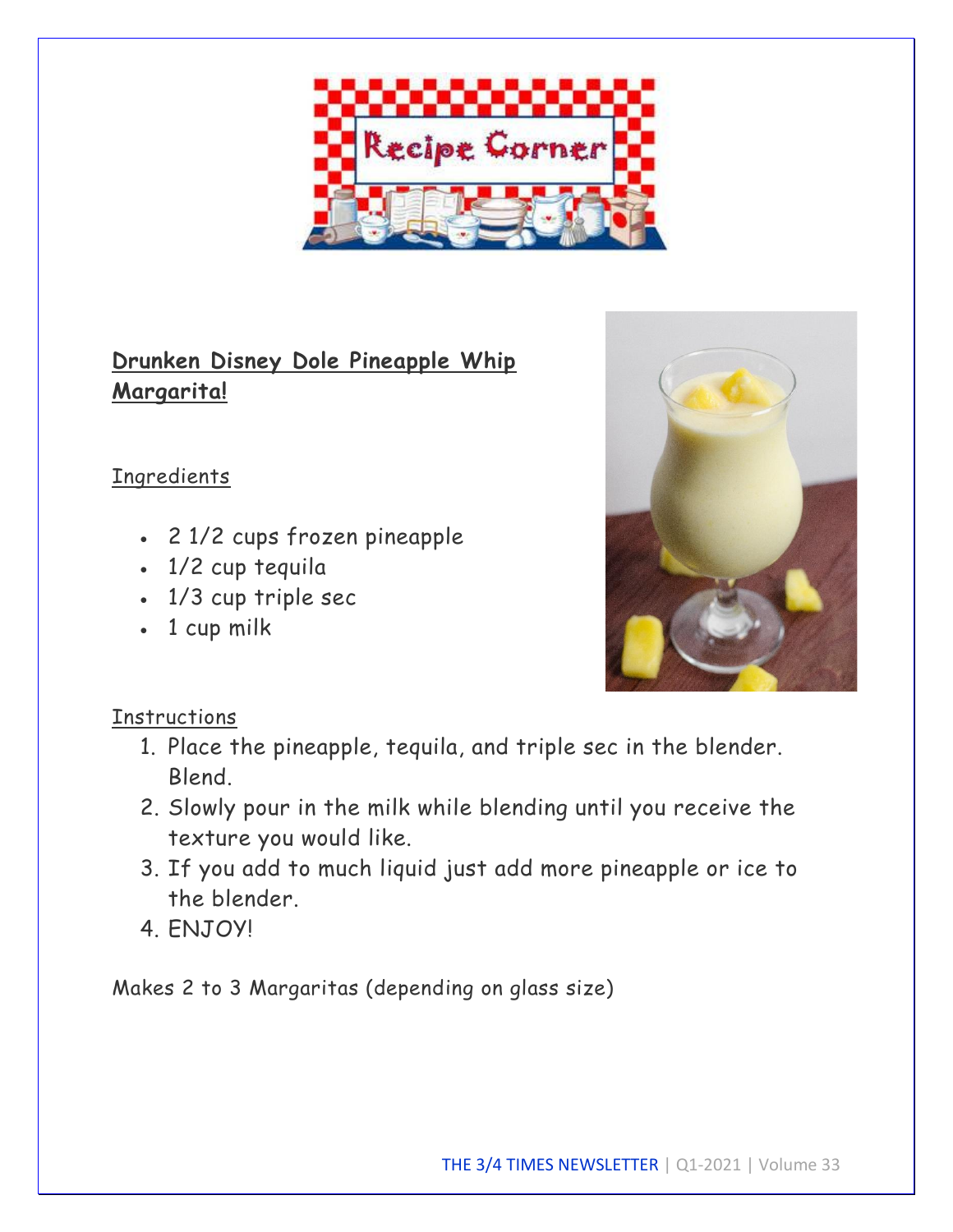# Recipe Corner

## Drunken Disney Dole Pineapple Whip Margarita!

### Ingredients

- 2 1/2 cups frozen pineapple
- 1/2 cup tequila
- 1/3 cup triple sec
- 1 cup milk

### Instructions

1. Place the pineapple, tequila, and triple sec in the blender. Blend.
2. Slowly pour in the milk while blending until you receive the texture you would like.
3. If you add to much liquid just add more pineapple or ice to the blender.
4. ENJOY!

Makes 2 to 3 Margaritas (depending on glass size)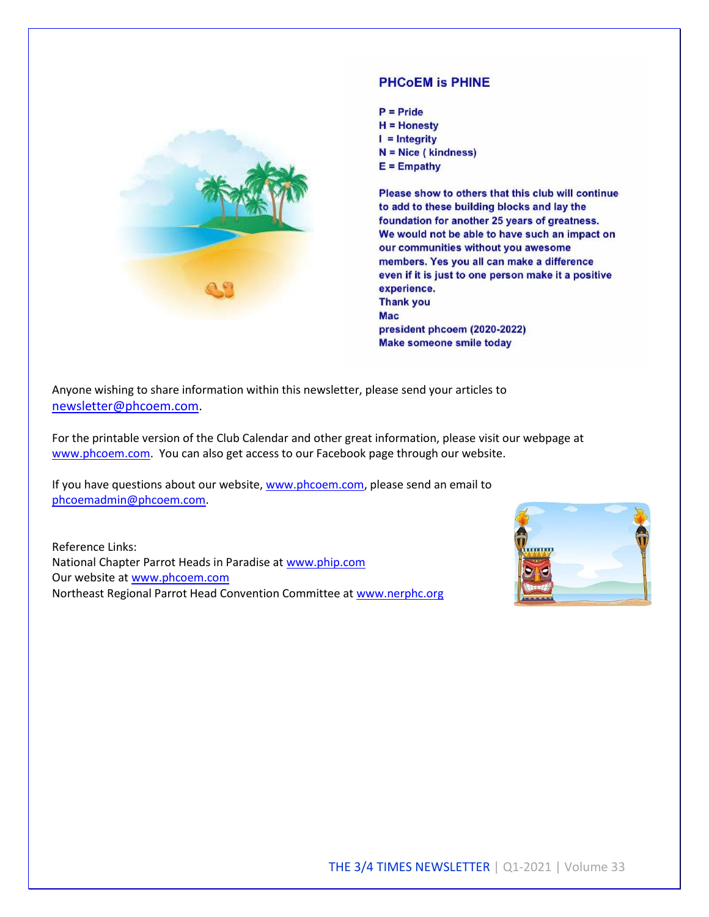## PHCoEM is PHINE

P = Pride
H = Honesty
I = Integrity
N = Nice ( kindness)
E = Empathy

Please show to others that this club will continue to add to these building blocks and lay the foundation for another 25 years of greatness. We would not be able to have such an impact on our communities without you awesome members. Yes you all can make a difference even if it is just to one person make it a positive experience.
Thank you
Mac
president phcoem (2020-2022)
Make someone smile today

Anyone wishing to share information within this newsletter, please send your articles to newsletter@phcoem.com.

For the printable version of the Club Calendar and other great information, please visit our webpage at www.phcoem.com. You can also get access to our Facebook page through our website.

If you have questions about our website, www.phcoem.com, please send an email to phcoemadmin@phcoem.com.

Reference Links:
National Chapter Parrot Heads in Paradise at www.phip.com
Our website at www.phcoem.com
Northeast Regional Parrot Head Convention Committee at www.nerphc.org